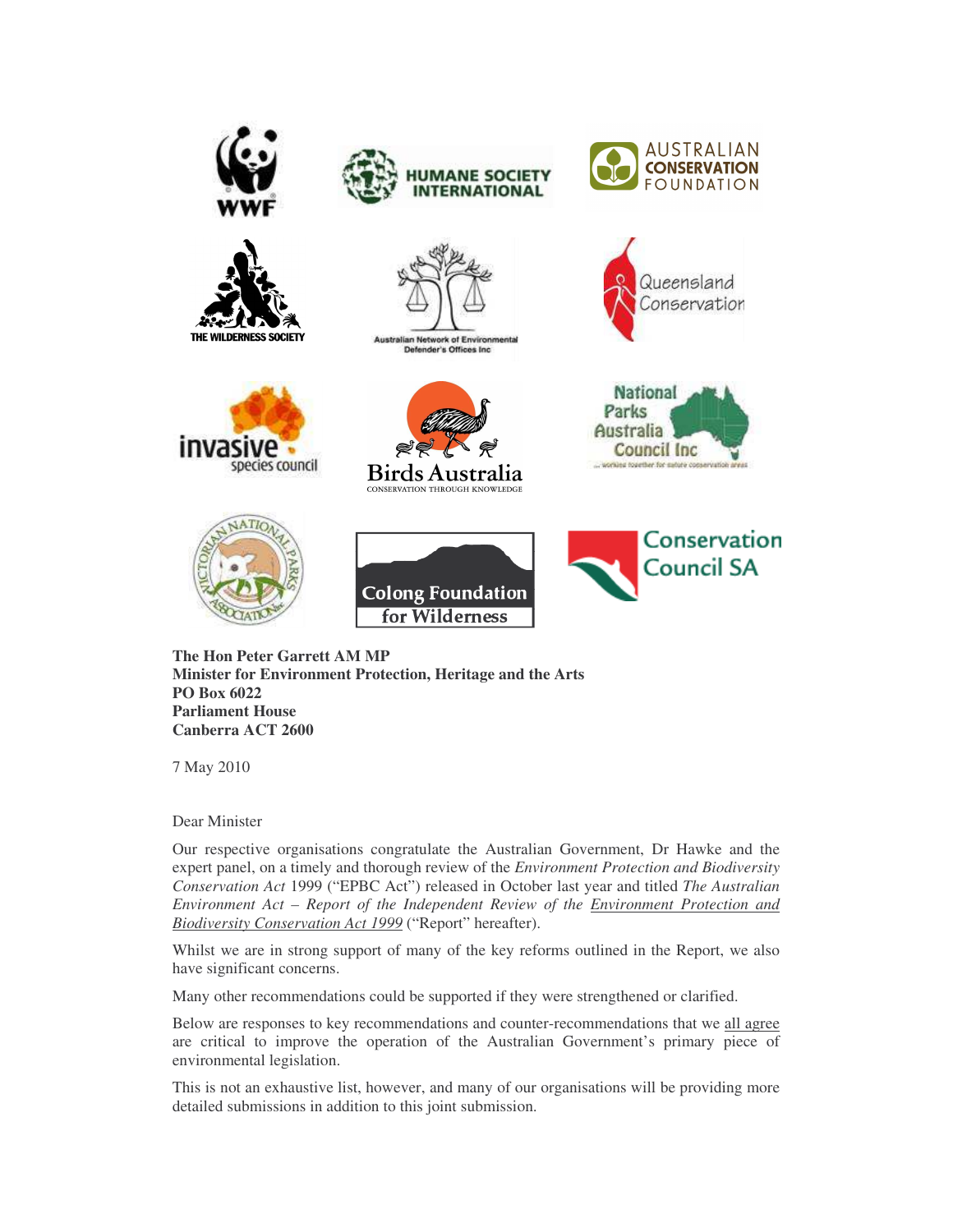**The Hon Peter Garrett AM MP**
**Minister for Environment Protection, Heritage and the Arts**
**PO Box 6022**
**Parliament House**
**Canberra ACT 2600**

7 May 2010

Dear Minister

Our respective organisations congratulate the Australian Government, Dr Hawke and the expert panel, on a timely and thorough review of the *Environment Protection and Biodiversity Conservation Act* 1999 ("EPBC Act") released in October last year and titled *The Australian Environment Act – Report of the Independent Review of the Environment Protection and Biodiversity Conservation Act 1999* ("Report" hereafter).

Whilst we are in strong support of many of the key reforms outlined in the Report, we also have significant concerns.

Many other recommendations could be supported if they were strengthened or clarified.

Below are responses to key recommendations and counter-recommendations that we all agree are critical to improve the operation of the Australian Government's primary piece of environmental legislation.

This is not an exhaustive list, however, and many of our organisations will be providing more detailed submissions in addition to this joint submission.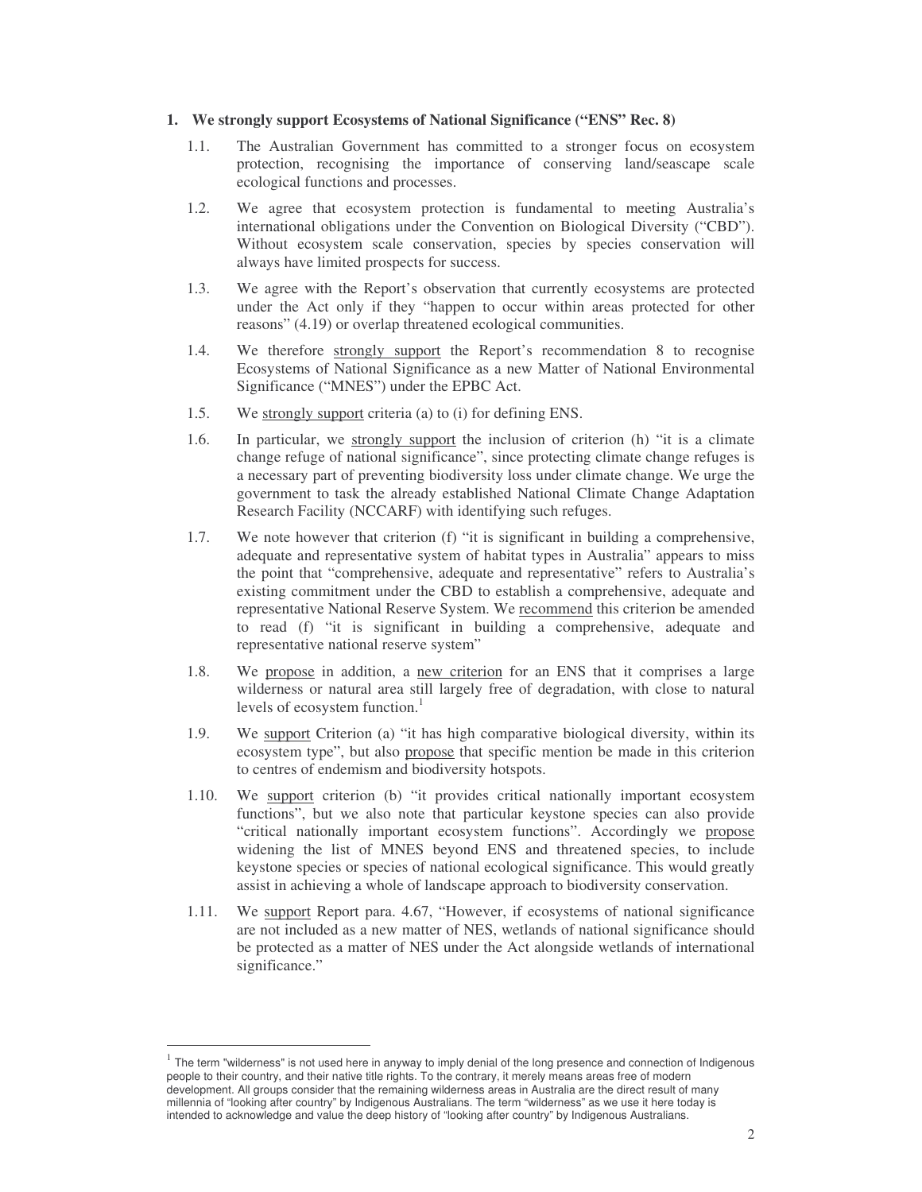**1. We strongly support Ecosystems of National Significance ("ENS" Rec. 8)**

1.1. The Australian Government has committed to a stronger focus on ecosystem protection, recognising the importance of conserving land/seascape scale ecological functions and processes.

1.2. We agree that ecosystem protection is fundamental to meeting Australia's international obligations under the Convention on Biological Diversity ("CBD"). Without ecosystem scale conservation, species by species conservation will always have limited prospects for success.

1.3. We agree with the Report's observation that currently ecosystems are protected under the Act only if they "happen to occur within areas protected for other reasons" (4.19) or overlap threatened ecological communities.

1.4. We therefore strongly support the Report's recommendation 8 to recognise Ecosystems of National Significance as a new Matter of National Environmental Significance ("MNES") under the EPBC Act.

1.5. We strongly support criteria (a) to (i) for defining ENS.

1.6. In particular, we strongly support the inclusion of criterion (h) "it is a climate change refuge of national significance", since protecting climate change refuges is a necessary part of preventing biodiversity loss under climate change. We urge the government to task the already established National Climate Change Adaptation Research Facility (NCCARF) with identifying such refuges.

1.7. We note however that criterion (f) "it is significant in building a comprehensive, adequate and representative system of habitat types in Australia" appears to miss the point that "comprehensive, adequate and representative" refers to Australia's existing commitment under the CBD to establish a comprehensive, adequate and representative National Reserve System. We recommend this criterion be amended to read (f) "it is significant in building a comprehensive, adequate and representative national reserve system"

1.8. We propose in addition, a new criterion for an ENS that it comprises a large wilderness or natural area still largely free of degradation, with close to natural levels of ecosystem function.[1]

1.9. We support Criterion (a) "it has high comparative biological diversity, within its ecosystem type", but also propose that specific mention be made in this criterion to centres of endemism and biodiversity hotspots.

1.10. We support criterion (b) "it provides critical nationally important ecosystem functions", but we also note that particular keystone species can also provide "critical nationally important ecosystem functions". Accordingly we propose widening the list of MNES beyond ENS and threatened species, to include keystone species or species of national ecological significance. This would greatly assist in achieving a whole of landscape approach to biodiversity conservation.

1.11. We support Report para. 4.67, "However, if ecosystems of national significance are not included as a new matter of NES, wetlands of national significance should be protected as a matter of NES under the Act alongside wetlands of international significance."

[1] The term "wilderness" is not used here in anyway to imply denial of the long presence and connection of Indigenous people to their country, and their native title rights. To the contrary, it merely means areas free of modern development. All groups consider that the remaining wilderness areas in Australia are the direct result of many millennia of "looking after country" by Indigenous Australians. The term "wilderness" as we use it here today is intended to acknowledge and value the deep history of "looking after country" by Indigenous Australians.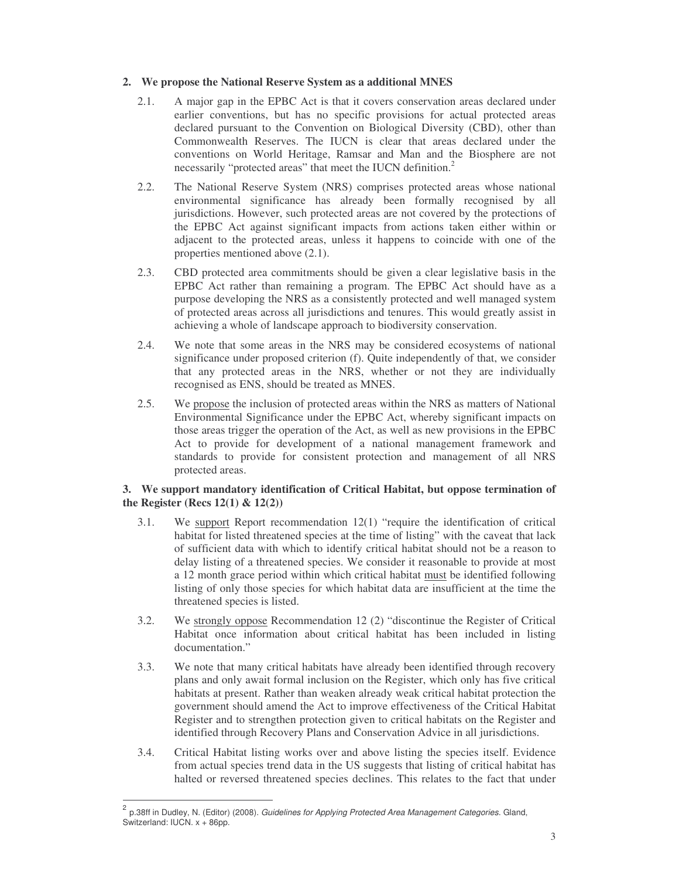**2. We propose the National Reserve System as a additional MNES**

2.1. A major gap in the EPBC Act is that it covers conservation areas declared under earlier conventions, but has no specific provisions for actual protected areas declared pursuant to the Convention on Biological Diversity (CBD), other than Commonwealth Reserves. The IUCN is clear that areas declared under the conventions on World Heritage, Ramsar and Man and the Biosphere are not necessarily "protected areas" that meet the IUCN definition.[2]

2.2. The National Reserve System (NRS) comprises protected areas whose national environmental significance has already been formally recognised by all jurisdictions. However, such protected areas are not covered by the protections of the EPBC Act against significant impacts from actions taken either within or adjacent to the protected areas, unless it happens to coincide with one of the properties mentioned above (2.1).

2.3. CBD protected area commitments should be given a clear legislative basis in the EPBC Act rather than remaining a program. The EPBC Act should have as a purpose developing the NRS as a consistently protected and well managed system of protected areas across all jurisdictions and tenures. This would greatly assist in achieving a whole of landscape approach to biodiversity conservation.

2.4. We note that some areas in the NRS may be considered ecosystems of national significance under proposed criterion (f). Quite independently of that, we consider that any protected areas in the NRS, whether or not they are individually recognised as ENS, should be treated as MNES.

2.5. We propose the inclusion of protected areas within the NRS as matters of National Environmental Significance under the EPBC Act, whereby significant impacts on those areas trigger the operation of the Act, as well as new provisions in the EPBC Act to provide for development of a national management framework and standards to provide for consistent protection and management of all NRS protected areas.

**3. We support mandatory identification of Critical Habitat, but oppose termination of the Register (Recs 12(1) & 12(2))**

3.1. We support Report recommendation 12(1) "require the identification of critical habitat for listed threatened species at the time of listing" with the caveat that lack of sufficient data with which to identify critical habitat should not be a reason to delay listing of a threatened species. We consider it reasonable to provide at most a 12 month grace period within which critical habitat must be identified following listing of only those species for which habitat data are insufficient at the time the threatened species is listed.

3.2. We strongly oppose Recommendation 12 (2) "discontinue the Register of Critical Habitat once information about critical habitat has been included in listing documentation."

3.3. We note that many critical habitats have already been identified through recovery plans and only await formal inclusion on the Register, which only has five critical habitats at present. Rather than weaken already weak critical habitat protection the government should amend the Act to improve effectiveness of the Critical Habitat Register and to strengthen protection given to critical habitats on the Register and identified through Recovery Plans and Conservation Advice in all jurisdictions.

3.4. Critical Habitat listing works over and above listing the species itself. Evidence from actual species trend data in the US suggests that listing of critical habitat has halted or reversed threatened species declines. This relates to the fact that under

[2] p.38ff in Dudley, N. (Editor) (2008). *Guidelines for Applying Protected Area Management Categories.* Gland, Switzerland: IUCN. x + 86pp.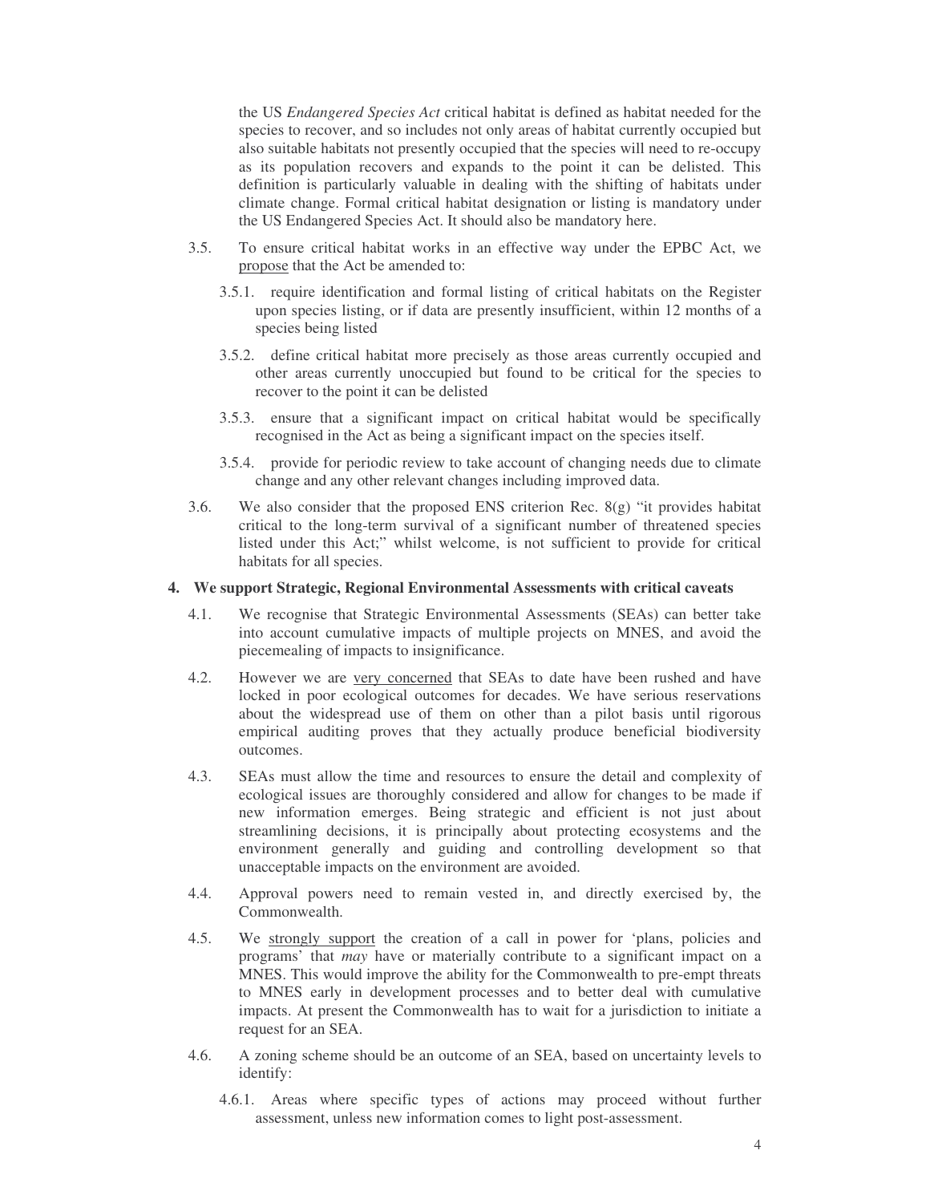the US *Endangered Species Act* critical habitat is defined as habitat needed for the species to recover, and so includes not only areas of habitat currently occupied but also suitable habitats not presently occupied that the species will need to re-occupy as its population recovers and expands to the point it can be delisted. This definition is particularly valuable in dealing with the shifting of habitats under climate change. Formal critical habitat designation or listing is mandatory under the US Endangered Species Act. It should also be mandatory here.

3.5. To ensure critical habitat works in an effective way under the EPBC Act, we <u>propose</u> that the Act be amended to:

3.5.1. require identification and formal listing of critical habitats on the Register upon species listing, or if data are presently insufficient, within 12 months of a species being listed

3.5.2. define critical habitat more precisely as those areas currently occupied and other areas currently unoccupied but found to be critical for the species to recover to the point it can be delisted

3.5.3. ensure that a significant impact on critical habitat would be specifically recognised in the Act as being a significant impact on the species itself.

3.5.4. provide for periodic review to take account of changing needs due to climate change and any other relevant changes including improved data.

3.6. We also consider that the proposed ENS criterion Rec. 8(g) "it provides habitat critical to the long-term survival of a significant number of threatened species listed under this Act;" whilst welcome, is not sufficient to provide for critical habitats for all species.

## 4. We support Strategic, Regional Environmental Assessments with critical caveats

4.1. We recognise that Strategic Environmental Assessments (SEAs) can better take into account cumulative impacts of multiple projects on MNES, and avoid the piecemealing of impacts to insignificance.

4.2. However we are <u>very concerned</u> that SEAs to date have been rushed and have locked in poor ecological outcomes for decades. We have serious reservations about the widespread use of them on other than a pilot basis until rigorous empirical auditing proves that they actually produce beneficial biodiversity outcomes.

4.3. SEAs must allow the time and resources to ensure the detail and complexity of ecological issues are thoroughly considered and allow for changes to be made if new information emerges. Being strategic and efficient is not just about streamlining decisions, it is principally about protecting ecosystems and the environment generally and guiding and controlling development so that unacceptable impacts on the environment are avoided.

4.4. Approval powers need to remain vested in, and directly exercised by, the Commonwealth.

4.5. We <u>strongly support</u> the creation of a call in power for 'plans, policies and programs' that *may* have or materially contribute to a significant impact on a MNES. This would improve the ability for the Commonwealth to pre-empt threats to MNES early in development processes and to better deal with cumulative impacts. At present the Commonwealth has to wait for a jurisdiction to initiate a request for an SEA.

4.6. A zoning scheme should be an outcome of an SEA, based on uncertainty levels to identify:

4.6.1. Areas where specific types of actions may proceed without further assessment, unless new information comes to light post-assessment.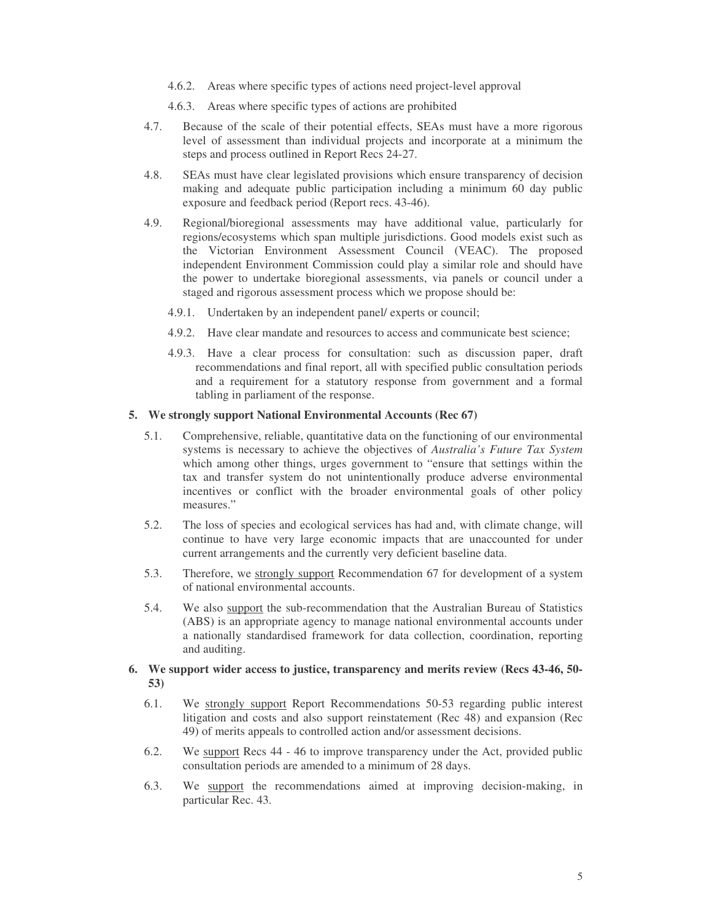4.6.2. Areas where specific types of actions need project-level approval

4.6.3. Areas where specific types of actions are prohibited

4.7. Because of the scale of their potential effects, SEAs must have a more rigorous level of assessment than individual projects and incorporate at a minimum the steps and process outlined in Report Recs 24-27.

4.8. SEAs must have clear legislated provisions which ensure transparency of decision making and adequate public participation including a minimum 60 day public exposure and feedback period (Report recs. 43-46).

4.9. Regional/bioregional assessments may have additional value, particularly for regions/ecosystems which span multiple jurisdictions. Good models exist such as the Victorian Environment Assessment Council (VEAC). The proposed independent Environment Commission could play a similar role and should have the power to undertake bioregional assessments, via panels or council under a staged and rigorous assessment process which we propose should be:

4.9.1. Undertaken by an independent panel/ experts or council;

4.9.2. Have clear mandate and resources to access and communicate best science;

4.9.3. Have a clear process for consultation: such as discussion paper, draft recommendations and final report, all with specified public consultation periods and a requirement for a statutory response from government and a formal tabling in parliament of the response.

**5. We strongly support National Environmental Accounts (Rec 67)**

5.1. Comprehensive, reliable, quantitative data on the functioning of our environmental systems is necessary to achieve the objectives of *Australia's Future Tax System* which among other things, urges government to "ensure that settings within the tax and transfer system do not unintentionally produce adverse environmental incentives or conflict with the broader environmental goals of other policy measures."

5.2. The loss of species and ecological services has had and, with climate change, will continue to have very large economic impacts that are unaccounted for under current arrangements and the currently very deficient baseline data.

5.3. Therefore, we strongly support Recommendation 67 for development of a system of national environmental accounts.

5.4. We also support the sub-recommendation that the Australian Bureau of Statistics (ABS) is an appropriate agency to manage national environmental accounts under a nationally standardised framework for data collection, coordination, reporting and auditing.

**6. We support wider access to justice, transparency and merits review (Recs 43-46, 50-53)**

6.1. We strongly support Report Recommendations 50-53 regarding public interest litigation and costs and also support reinstatement (Rec 48) and expansion (Rec 49) of merits appeals to controlled action and/or assessment decisions.

6.2. We support Recs 44 - 46 to improve transparency under the Act, provided public consultation periods are amended to a minimum of 28 days.

6.3. We support the recommendations aimed at improving decision-making, in particular Rec. 43.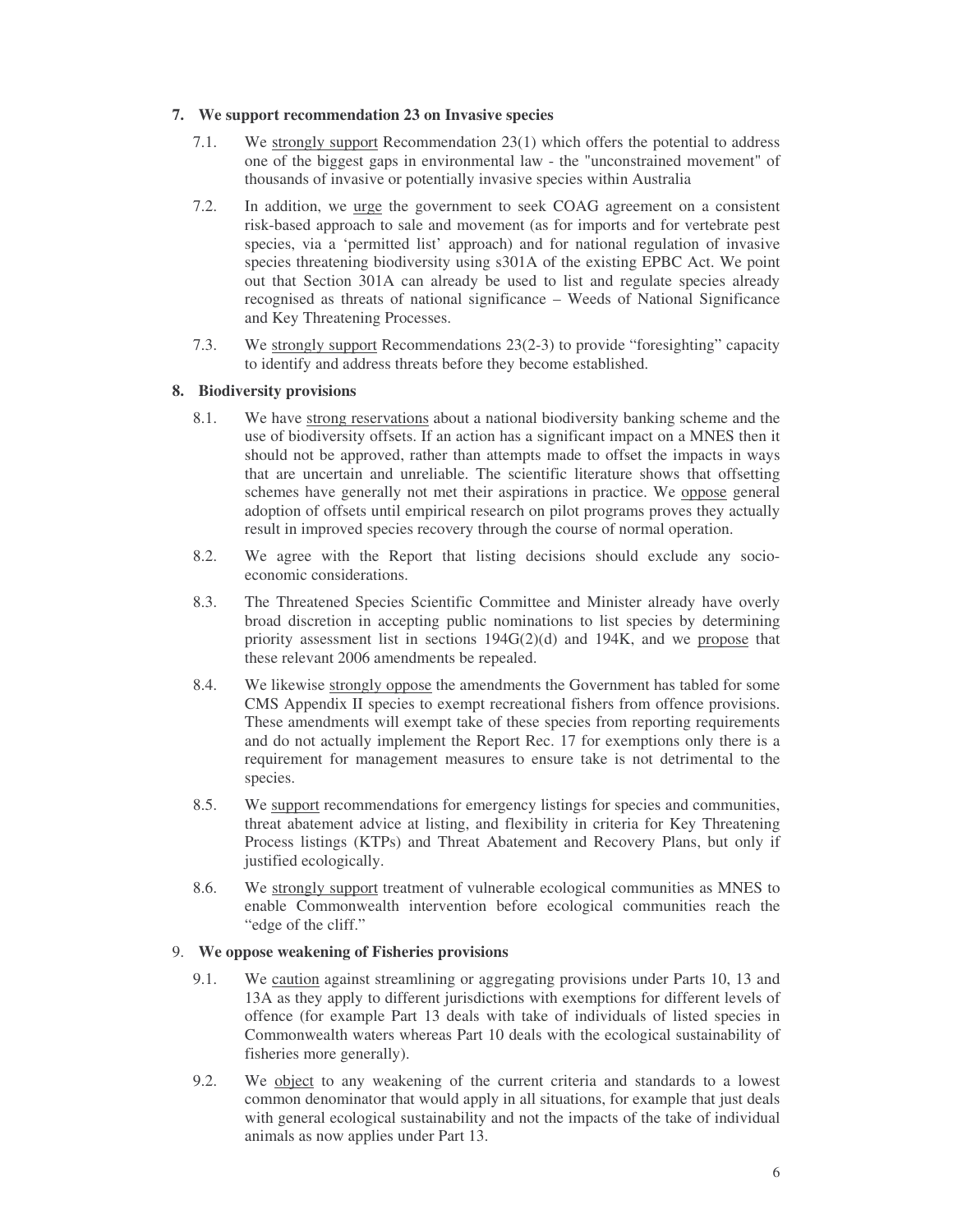**7. We support recommendation 23 on Invasive species**

7.1. We <u>strongly support</u> Recommendation 23(1) which offers the potential to address one of the biggest gaps in environmental law - the "unconstrained movement" of thousands of invasive or potentially invasive species within Australia

7.2. In addition, we <u>urge</u> the government to seek COAG agreement on a consistent risk-based approach to sale and movement (as for imports and for vertebrate pest species, via a 'permitted list' approach) and for national regulation of invasive species threatening biodiversity using s301A of the existing EPBC Act. We point out that Section 301A can already be used to list and regulate species already recognised as threats of national significance – Weeds of National Significance and Key Threatening Processes.

7.3. We <u>strongly support</u> Recommendations 23(2-3) to provide "foresighting" capacity to identify and address threats before they become established.

**8. Biodiversity provisions**

8.1. We have <u>strong reservations</u> about a national biodiversity banking scheme and the use of biodiversity offsets. If an action has a significant impact on a MNES then it should not be approved, rather than attempts made to offset the impacts in ways that are uncertain and unreliable. The scientific literature shows that offsetting schemes have generally not met their aspirations in practice. We <u>oppose</u> general adoption of offsets until empirical research on pilot programs proves they actually result in improved species recovery through the course of normal operation.

8.2. We agree with the Report that listing decisions should exclude any socio-economic considerations.

8.3. The Threatened Species Scientific Committee and Minister already have overly broad discretion in accepting public nominations to list species by determining priority assessment list in sections 194G(2)(d) and 194K, and we <u>propose</u> that these relevant 2006 amendments be repealed.

8.4. We likewise <u>strongly oppose</u> the amendments the Government has tabled for some CMS Appendix II species to exempt recreational fishers from offence provisions. These amendments will exempt take of these species from reporting requirements and do not actually implement the Report Rec. 17 for exemptions only there is a requirement for management measures to ensure take is not detrimental to the species.

8.5. We <u>support</u> recommendations for emergency listings for species and communities, threat abatement advice at listing, and flexibility in criteria for Key Threatening Process listings (KTPs) and Threat Abatement and Recovery Plans, but only if justified ecologically.

8.6. We <u>strongly support</u> treatment of vulnerable ecological communities as MNES to enable Commonwealth intervention before ecological communities reach the "edge of the cliff."

9. **We oppose weakening of Fisheries provisions**

9.1. We <u>caution</u> against streamlining or aggregating provisions under Parts 10, 13 and 13A as they apply to different jurisdictions with exemptions for different levels of offence (for example Part 13 deals with take of individuals of listed species in Commonwealth waters whereas Part 10 deals with the ecological sustainability of fisheries more generally).

9.2. We <u>object</u> to any weakening of the current criteria and standards to a lowest common denominator that would apply in all situations, for example that just deals with general ecological sustainability and not the impacts of the take of individual animals as now applies under Part 13.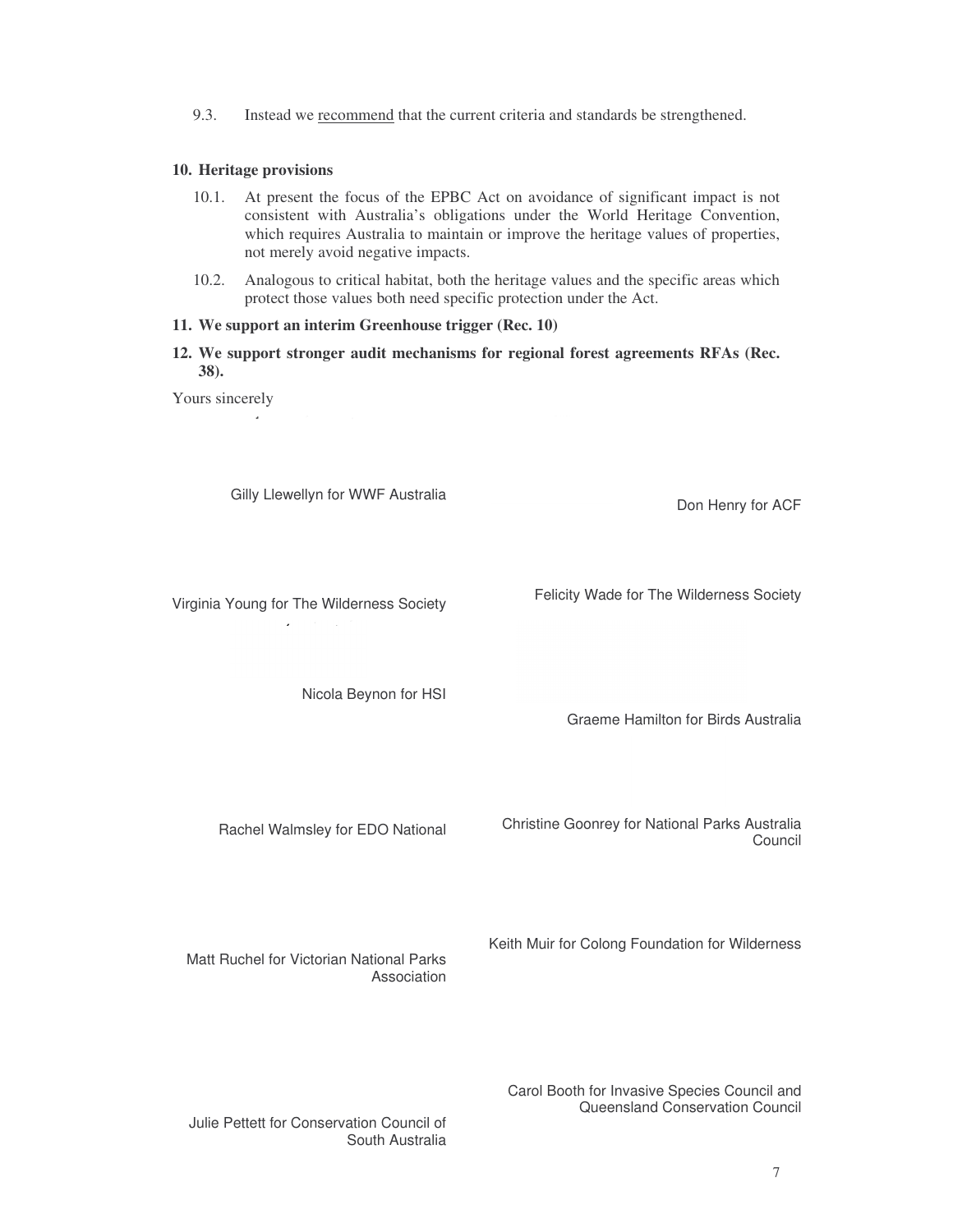9.3. Instead we recommend that the current criteria and standards be strengthened.

**10. Heritage provisions**

10.1. At present the focus of the EPBC Act on avoidance of significant impact is not consistent with Australia's obligations under the World Heritage Convention, which requires Australia to maintain or improve the heritage values of properties, not merely avoid negative impacts.

10.2. Analogous to critical habitat, both the heritage values and the specific areas which protect those values both need specific protection under the Act.

**11. We support an interim Greenhouse trigger (Rec. 10)**

**12. We support stronger audit mechanisms for regional forest agreements RFAs (Rec. 38).**

Yours sincerely

Gilly Llewellyn for WWF Australia

Don Henry for ACF

Virginia Young for The Wilderness Society

Felicity Wade for The Wilderness Society

Nicola Beynon for HSI

Graeme Hamilton for Birds Australia

Rachel Walmsley for EDO National

Christine Goonrey for National Parks Australia Council

Matt Ruchel for Victorian National Parks Association

Keith Muir for Colong Foundation for Wilderness

Julie Pettett for Conservation Council of South Australia

Carol Booth for Invasive Species Council and Queensland Conservation Council